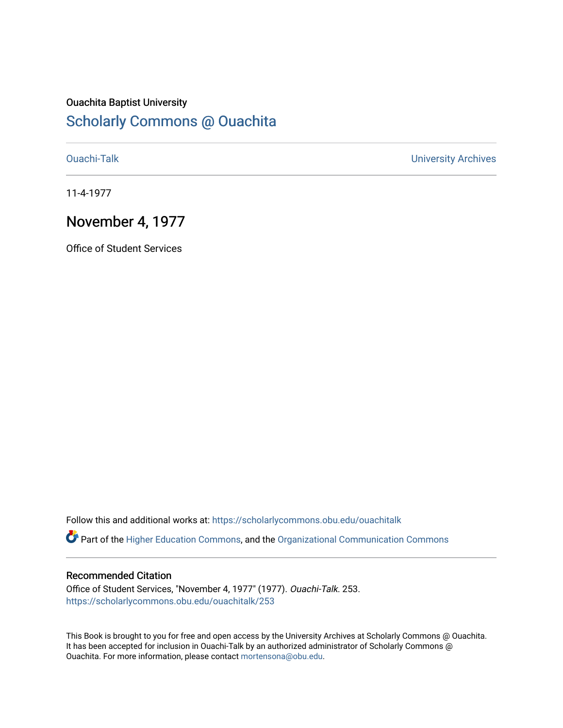Ouachita Baptist University

# Scholarly Commons @ Ouachita

Ouachi-Talk

University Archives

11-4-1977

## November 4, 1977

Office of Student Services

Follow this and additional works at: https://scholarlycommons.obu.edu/ouachitalk

Part of the Higher Education Commons, and the Organizational Communication Commons

### Recommended Citation

Office of Student Services, "November 4, 1977" (1977). *Ouachi-Talk*. 253.
https://scholarlycommons.obu.edu/ouachitalk/253

This Book is brought to you for free and open access by the University Archives at Scholarly Commons @ Ouachita. It has been accepted for inclusion in Ouachi-Talk by an authorized administrator of Scholarly Commons @ Ouachita. For more information, please contact mortensona@obu.edu.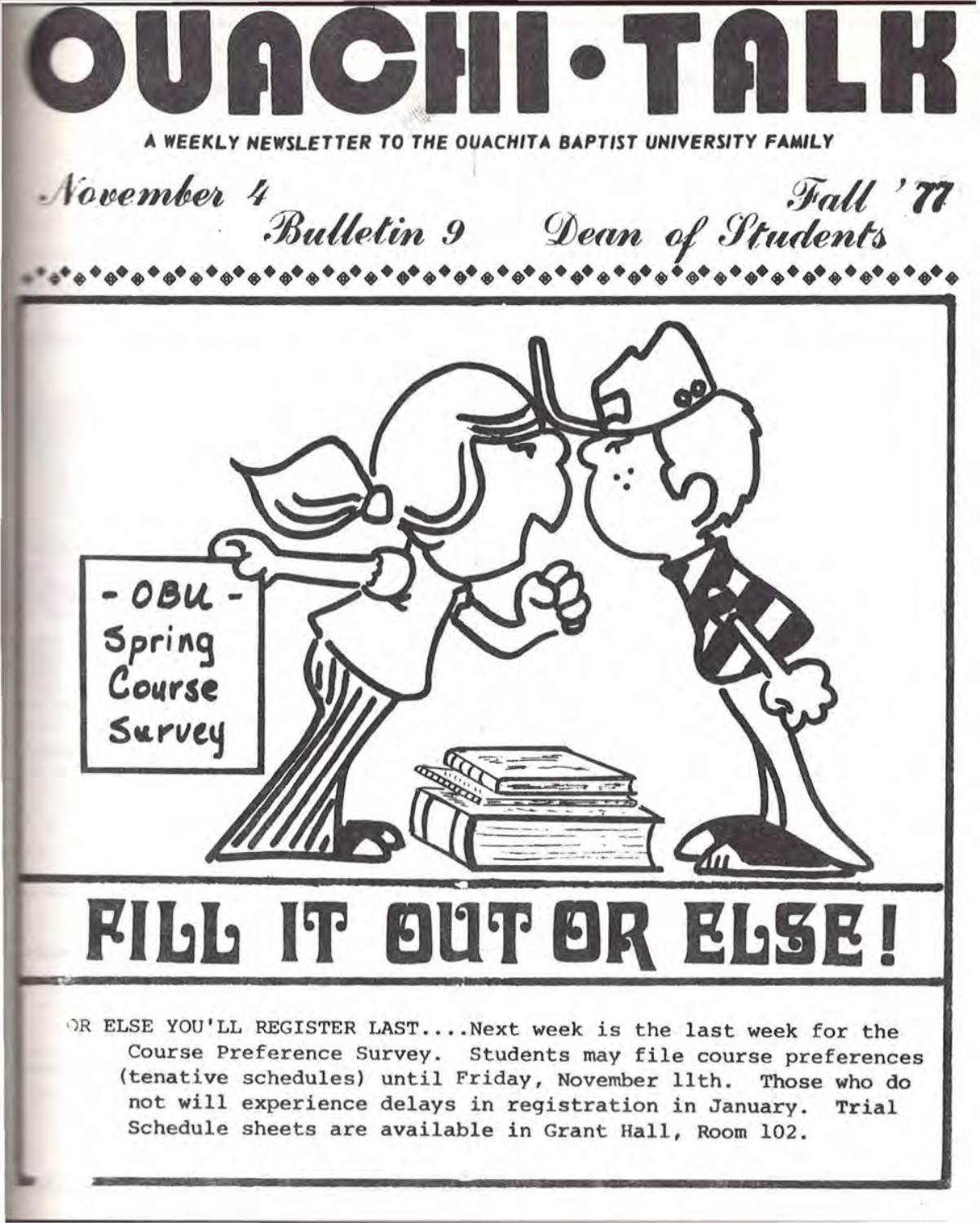# OUACHI·TALK

**A WEEKLY NEWSLETTER TO THE OUACHITA BAPTIST UNIVERSITY FAMILY**

*November 4* — *Bulletin 9* — *Dean of Students* — *Fall '77*

- OBU -
Spring
Course
Survey

# FILL IT OUT OR ELSE!

OR ELSE YOU'LL REGISTER LAST....Next week is the last week for the Course Preference Survey. Students may file course preferences (tenative schedules) until Friday, November 11th. Those who do not will experience delays in registration in January. Trial Schedule sheets are available in Grant Hall, Room 102.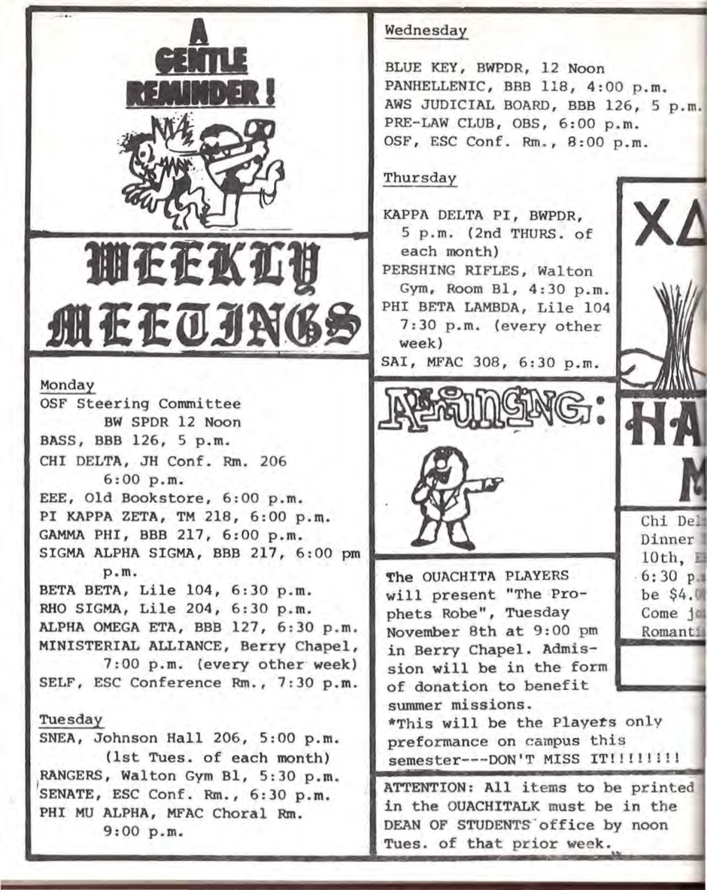# A GENTLE REMINDER!

# WEEKLY MEETINGS

### Monday

OSF Steering Committee
BW SPDR 12 Noon
BASS, BBB 126, 5 p.m.
CHI DELTA, JH Conf. Rm. 206
6:00 p.m.
EEE, Old Bookstore, 6:00 p.m.
PI KAPPA ZETA, TM 218, 6:00 p.m.
GAMMA PHI, BBB 217, 6:00 p.m.
SIGMA ALPHA SIGMA, BBB 217, 6:00 pm
p.m.
BETA BETA, Lile 104, 6:30 p.m.
RHO SIGMA, Lile 204, 6:30 p.m.
ALPHA OMEGA ETA, BBB 127, 6:30 p.m.
MINISTERIAL ALLIANCE, Berry Chapel,
7:00 p.m. (every other week)
SELF, ESC Conference Rm., 7:30 p.m.

### Tuesday

SNEA, Johnson Hall 206, 5:00 p.m.
(1st Tues. of each month)
RANGERS, Walton Gym B1, 5:30 p.m.
SENATE, ESC Conf. Rm., 6:30 p.m.
PHI MU ALPHA, MFAC Choral Rm.
9:00 p.m.

### Wednesday

BLUE KEY, BWPDR, 12 Noon
PANHELLENIC, BBB 118, 4:00 p.m.
AWS JUDICIAL BOARD, BBB 126, 5 p.m.
PRE-LAW CLUB, OBS, 6:00 p.m.
OSF, ESC Conf. Rm., 8:00 p.m.

### Thursday

KAPPA DELTA PI, BWPDR,
5 p.m. (2nd THURS. of
each month)
PERSHING RIFLES, Walton
Gym, Room B1, 4:30 p.m.
PHI BETA LAMBDA, Lile 104
7:30 p.m. (every other
week)
SAI, MFAC 308, 6:30 p.m.

# ANNOUNCING:

The OUACHITA PLAYERS will present "The Prophets Robe", Tuesday November 8th at 9:00 pm in Berry Chapel. Admission will be in the form of donation to benefit summer missions.
*This will be the Players only preformance on campus this semester---DON'T MISS IT!!!!!!!!

ATTENTION: All items to be printed in the OUACHITALK must be in the DEAN OF STUDENTS office by noon Tues. of that prior week.

# XΔ

# HA
# M

Chi Del
Dinner
10th,
6:30 p.
be $4.0
Come jo
Romanti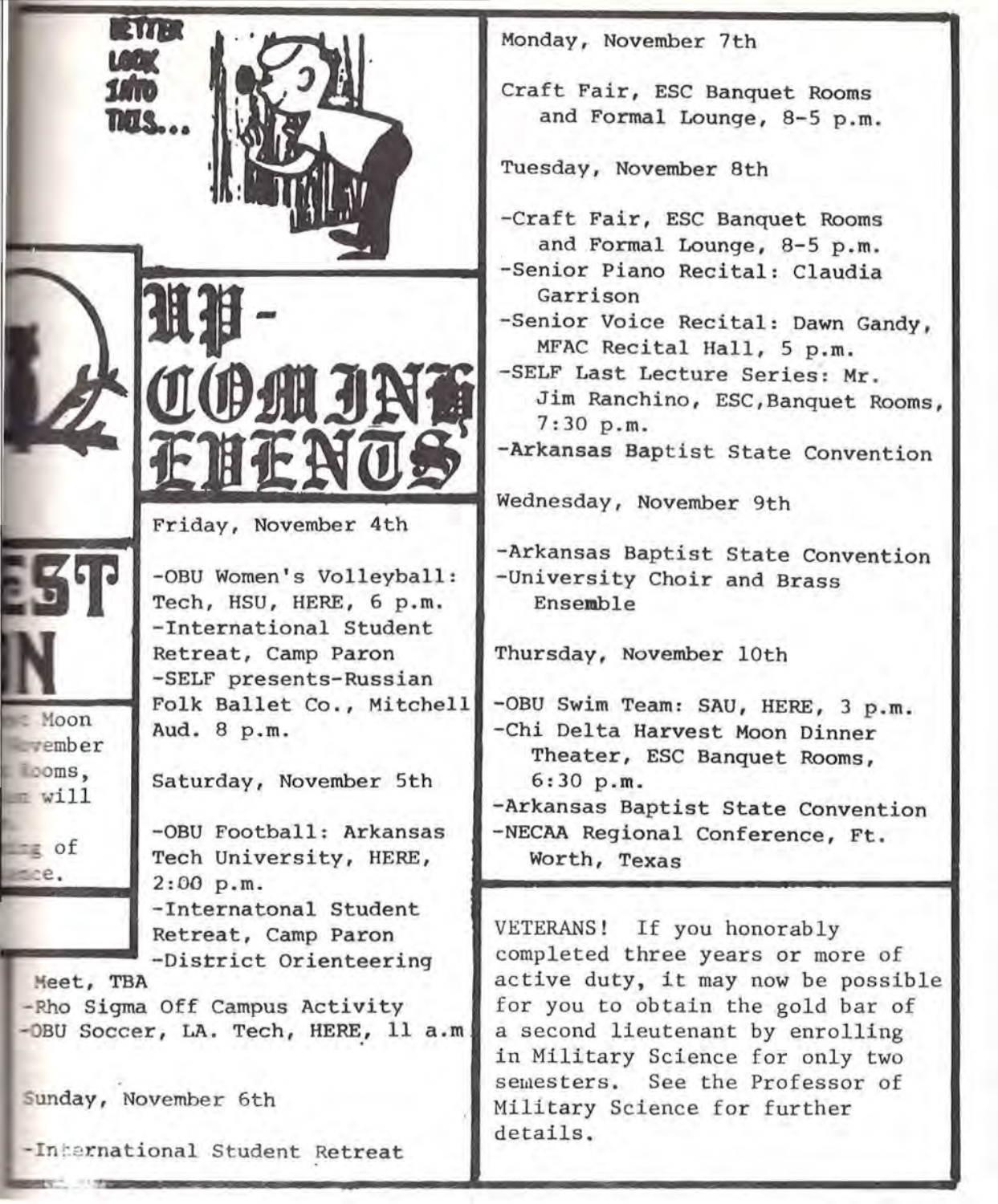BETTER LOOK INTO THIS...

# UP-COMING EVENTS

Friday, November 4th

-OBU Women's Volleyball: Tech, HSU, HERE, 6 p.m.
-International Student Retreat, Camp Paron
-SELF presents-Russian Folk Ballet Co., Mitchell Aud. 8 p.m.

Saturday, November 5th

-OBU Football: Arkansas Tech University, HERE, 2:00 p.m.
-Internatonal Student Retreat, Camp Paron
-District Orienteering Meet, TBA
-Rho Sigma Off Campus Activity
-OBU Soccer, LA. Tech, HERE, 11 a.m.

Sunday, November 6th

-International Student Retreat

Monday, November 7th

Craft Fair, ESC Banquet Rooms and Formal Lounge, 8-5 p.m.

Tuesday, November 8th

-Craft Fair, ESC Banquet Rooms and Formal Lounge, 8-5 p.m.
-Senior Piano Recital: Claudia Garrison
-Senior Voice Recital: Dawn Gandy, MFAC Recital Hall, 5 p.m.
-SELF Last Lecture Series: Mr. Jim Ranchino, ESC,Banquet Rooms, 7:30 p.m.
-Arkansas Baptist State Convention

Wednesday, November 9th

-Arkansas Baptist State Convention
-University Choir and Brass Ensemble

Thursday, November 10th

-OBU Swim Team: SAU, HERE, 3 p.m.
-Chi Delta Harvest Moon Dinner Theater, ESC Banquet Rooms, 6:30 p.m.
-Arkansas Baptist State Convention
-NECAA Regional Conference, Ft. Worth, Texas

VETERANS! If you honorably completed three years or more of active duty, it may now be possible for you to obtain the gold bar of a second lieutenant by enrolling in Military Science for only two semesters. See the Professor of Military Science for further details.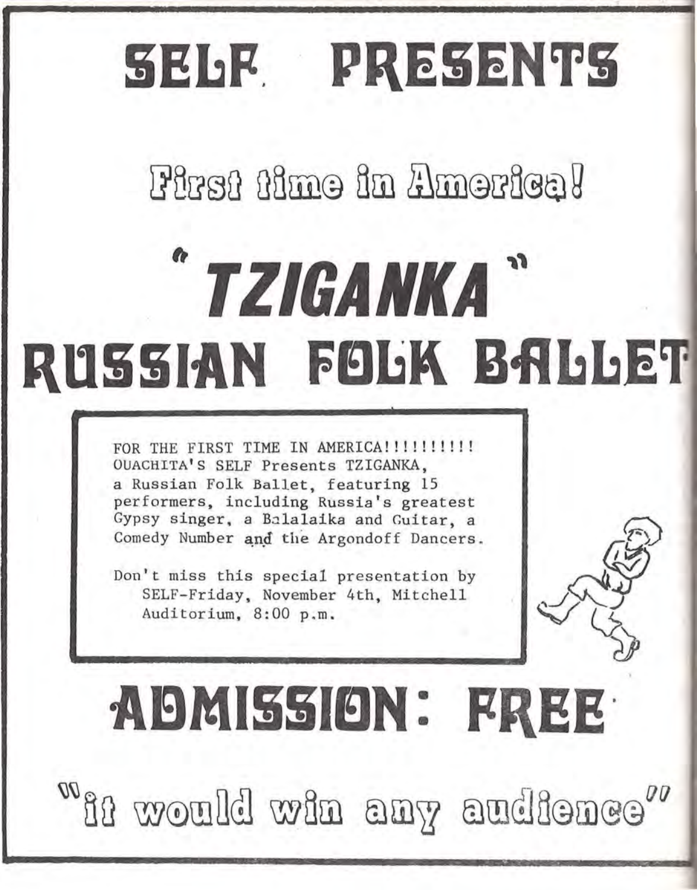# SELF PRESENTS

## First time in America!

# "TZIGANKA"

# RUSSIAN FOLK BALLET

FOR THE FIRST TIME IN AMERICA!!!!!!!!!!
OUACHITA'S SELF Presents TZIGANKA, a Russian Folk Ballet, featuring 15 performers, including Russia's greatest Gypsy singer, a Balalaika and Guitar, a Comedy Number and the Argondoff Dancers.

Don't miss this special presentation by SELF-Friday, November 4th, Mitchell Auditorium, 8:00 p.m.

# ADMISSION: FREE

## "it would win any audience"